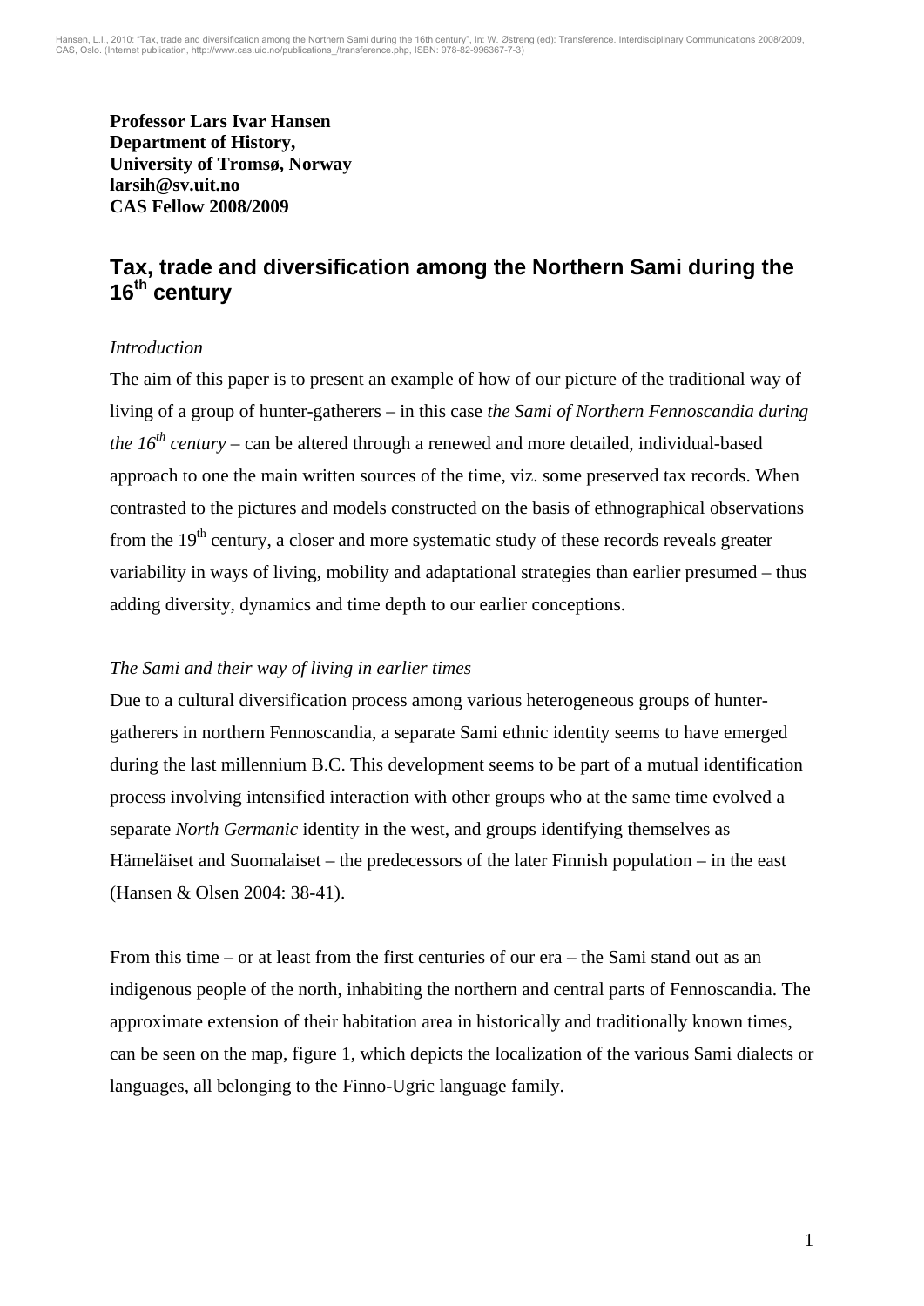**Professor Lars Ivar Hansen**
**Department of History,**
**University of Tromsø, Norway**
**larsih@sv.uit.no**
**CAS Fellow 2008/2009**

# Tax, trade and diversification among the Northern Sami during the 16th century

*Introduction*

The aim of this paper is to present an example of how of our picture of the traditional way of living of a group of hunter-gatherers – in this case *the Sami of Northern Fennoscandia during the 16th century* – can be altered through a renewed and more detailed, individual-based approach to one the main written sources of the time, viz. some preserved tax records. When contrasted to the pictures and models constructed on the basis of ethnographical observations from the 19th century, a closer and more systematic study of these records reveals greater variability in ways of living, mobility and adaptational strategies than earlier presumed – thus adding diversity, dynamics and time depth to our earlier conceptions.

*The Sami and their way of living in earlier times*

Due to a cultural diversification process among various heterogeneous groups of hunter-gatherers in northern Fennoscandia, a separate Sami ethnic identity seems to have emerged during the last millennium B.C. This development seems to be part of a mutual identification process involving intensified interaction with other groups who at the same time evolved a separate *North Germanic* identity in the west, and groups identifying themselves as Hämeläiset and Suomalaiset – the predecessors of the later Finnish population – in the east (Hansen & Olsen 2004: 38-41).

From this time – or at least from the first centuries of our era – the Sami stand out as an indigenous people of the north, inhabiting the northern and central parts of Fennoscandia. The approximate extension of their habitation area in historically and traditionally known times, can be seen on the map, figure 1, which depicts the localization of the various Sami dialects or languages, all belonging to the Finno-Ugric language family.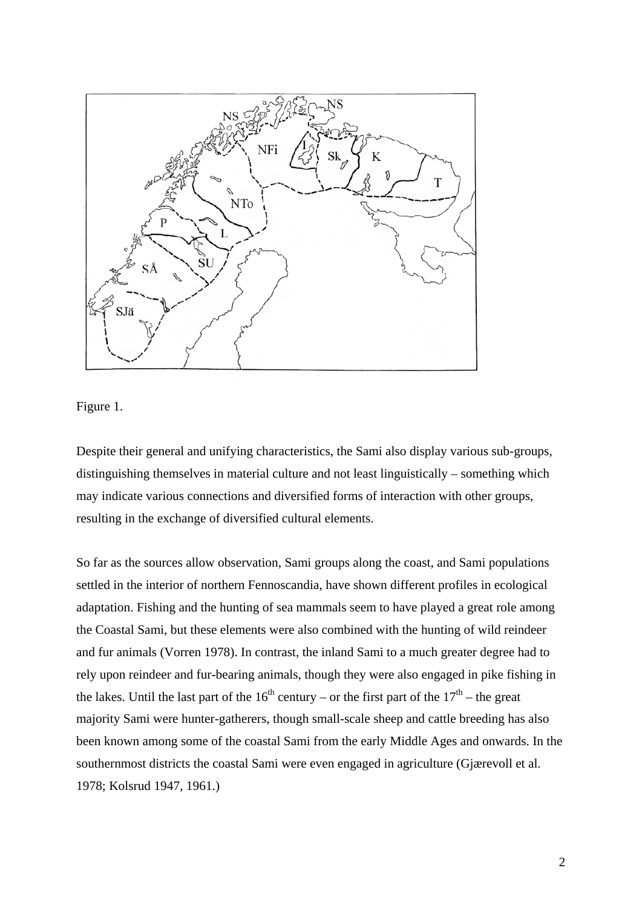Figure 1.

Despite their general and unifying characteristics, the Sami also display various sub-groups, distinguishing themselves in material culture and not least linguistically – something which may indicate various connections and diversified forms of interaction with other groups, resulting in the exchange of diversified cultural elements.

So far as the sources allow observation, Sami groups along the coast, and Sami populations settled in the interior of northern Fennoscandia, have shown different profiles in ecological adaptation. Fishing and the hunting of sea mammals seem to have played a great role among the Coastal Sami, but these elements were also combined with the hunting of wild reindeer and fur animals (Vorren 1978). In contrast, the inland Sami to a much greater degree had to rely upon reindeer and fur-bearing animals, though they were also engaged in pike fishing in the lakes. Until the last part of the 16th century – or the first part of the 17th – the great majority Sami were hunter-gatherers, though small-scale sheep and cattle breeding has also been known among some of the coastal Sami from the early Middle Ages and onwards. In the southernmost districts the coastal Sami were even engaged in agriculture (Gjærevoll et al. 1978; Kolsrud 1947, 1961.)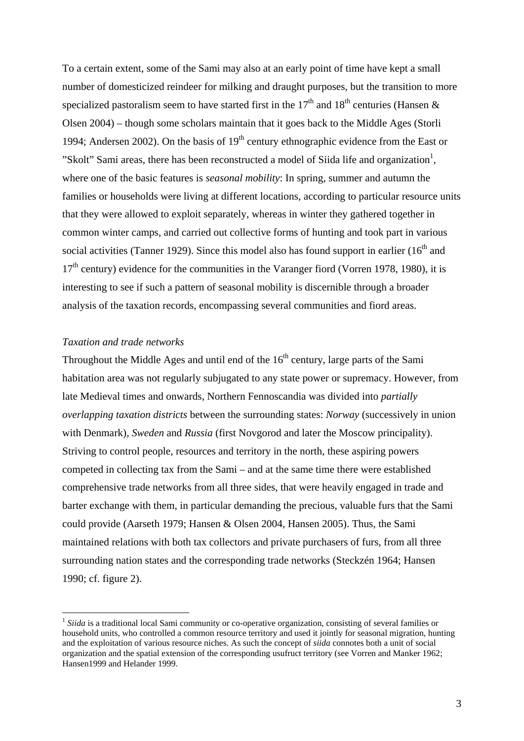To a certain extent, some of the Sami may also at an early point of time have kept a small number of domesticized reindeer for milking and draught purposes, but the transition to more specialized pastoralism seem to have started first in the 17th and 18th centuries (Hansen & Olsen 2004) – though some scholars maintain that it goes back to the Middle Ages (Storli 1994; Andersen 2002). On the basis of 19th century ethnographic evidence from the East or "Skolt" Sami areas, there has been reconstructed a model of Siida life and organization[1], where one of the basic features is *seasonal mobility*: In spring, summer and autumn the families or households were living at different locations, according to particular resource units that they were allowed to exploit separately, whereas in winter they gathered together in common winter camps, and carried out collective forms of hunting and took part in various social activities (Tanner 1929). Since this model also has found support in earlier (16th and 17th century) evidence for the communities in the Varanger fiord (Vorren 1978, 1980), it is interesting to see if such a pattern of seasonal mobility is discernible through a broader analysis of the taxation records, encompassing several communities and fiord areas.

*Taxation and trade networks*

Throughout the Middle Ages and until end of the 16th century, large parts of the Sami habitation area was not regularly subjugated to any state power or supremacy. However, from late Medieval times and onwards, Northern Fennoscandia was divided into *partially overlapping taxation districts* between the surrounding states: *Norway* (successively in union with Denmark), *Sweden* and *Russia* (first Novgorod and later the Moscow principality). Striving to control people, resources and territory in the north, these aspiring powers competed in collecting tax from the Sami – and at the same time there were established comprehensive trade networks from all three sides, that were heavily engaged in trade and barter exchange with them, in particular demanding the precious, valuable furs that the Sami could provide (Aarseth 1979; Hansen & Olsen 2004, Hansen 2005). Thus, the Sami maintained relations with both tax collectors and private purchasers of furs, from all three surrounding nation states and the corresponding trade networks (Steckzén 1964; Hansen 1990; cf. figure 2).

[1] *Siida* is a traditional local Sami community or co-operative organization, consisting of several families or household units, who controlled a common resource territory and used it jointly for seasonal migration, hunting and the exploitation of various resource niches. As such the concept of *siida* connotes both a unit of social organization and the spatial extension of the corresponding usufruct territory (see Vorren and Manker 1962; Hansen1999 and Helander 1999.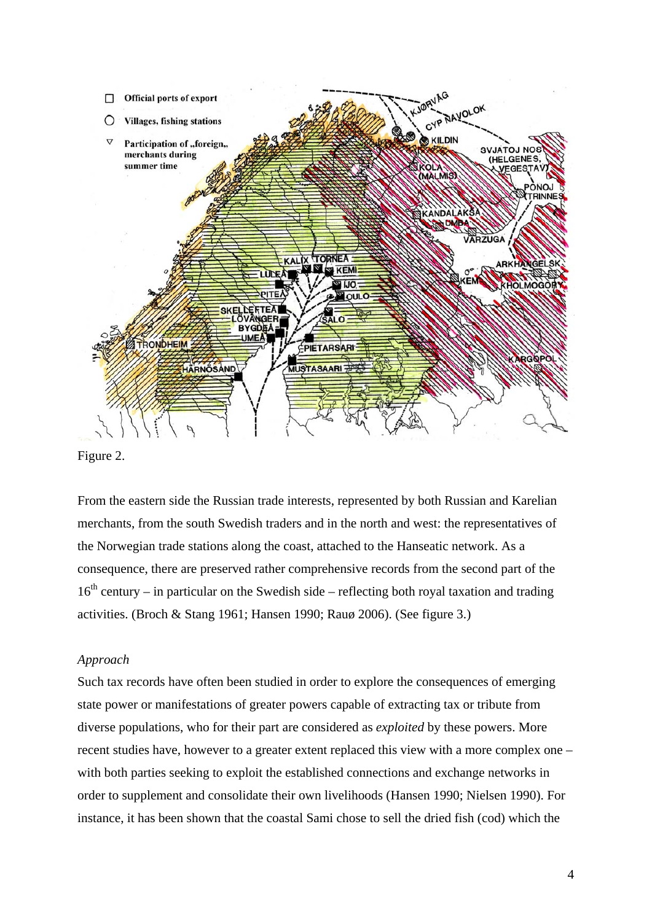Figure 2.

From the eastern side the Russian trade interests, represented by both Russian and Karelian merchants, from the south Swedish traders and in the north and west: the representatives of the Norwegian trade stations along the coast, attached to the Hanseatic network. As a consequence, there are preserved rather comprehensive records from the second part of the 16th century – in particular on the Swedish side – reflecting both royal taxation and trading activities. (Broch & Stang 1961; Hansen 1990; Rauø 2006). (See figure 3.)

*Approach*

Such tax records have often been studied in order to explore the consequences of emerging state power or manifestations of greater powers capable of extracting tax or tribute from diverse populations, who for their part are considered as *exploited* by these powers. More recent studies have, however to a greater extent replaced this view with a more complex one – with both parties seeking to exploit the established connections and exchange networks in order to supplement and consolidate their own livelihoods (Hansen 1990; Nielsen 1990). For instance, it has been shown that the coastal Sami chose to sell the dried fish (cod) which the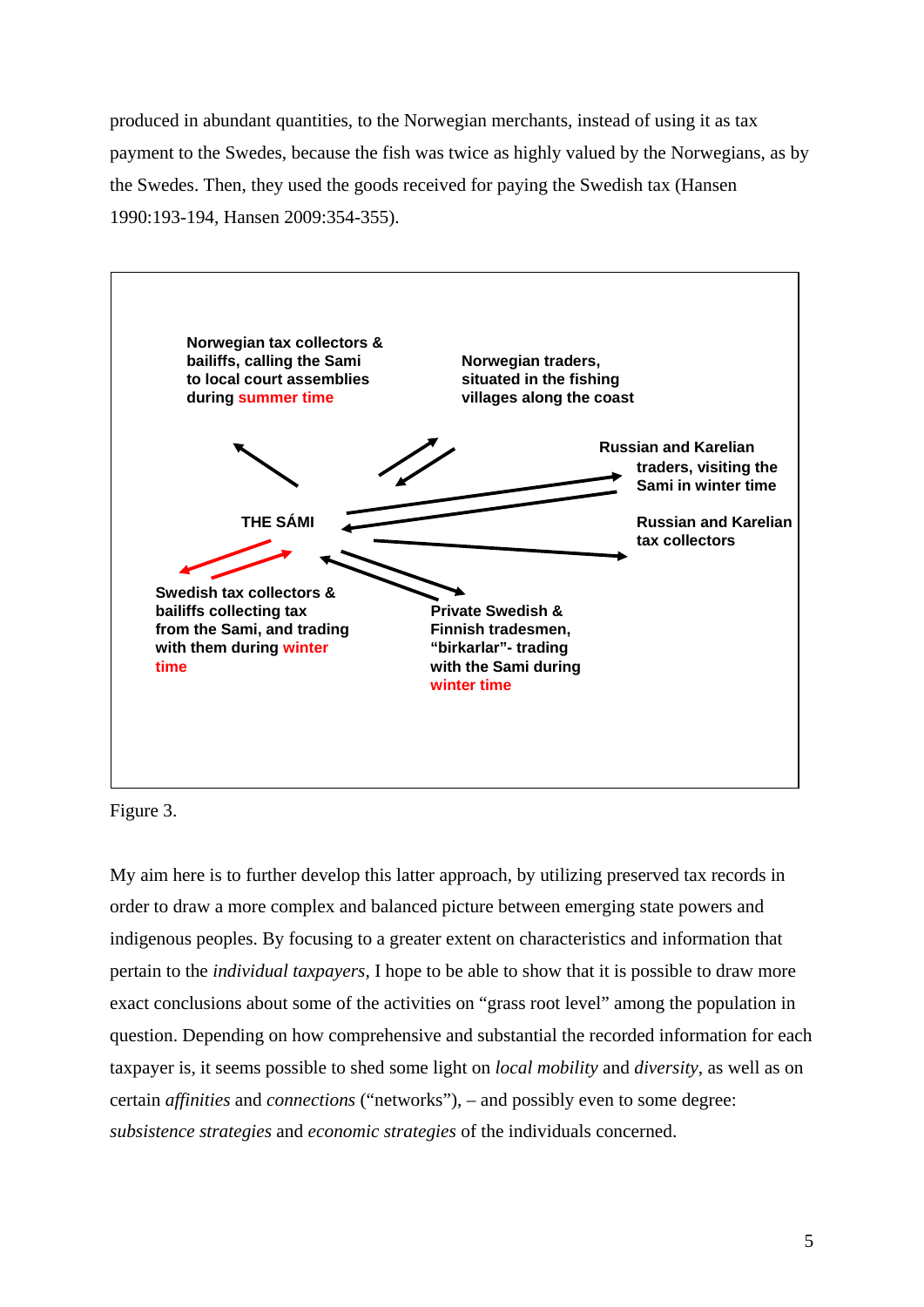produced in abundant quantities, to the Norwegian merchants, instead of using it as tax payment to the Swedes, because the fish was twice as highly valued by the Norwegians, as by the Swedes. Then, they used the goods received for paying the Swedish tax (Hansen 1990:193-194, Hansen 2009:354-355).

**Norwegian tax collectors & bailiffs, calling the Sami to local court assemblies during summer time**

**Norwegian traders, situated in the fishing villages along the coast**

**Russian and Karelian traders, visiting the Sami in winter time**

**THE SÁMI**

**Russian and Karelian tax collectors**

**Swedish tax collectors & bailiffs collecting tax from the Sami, and trading with them during winter time**

**Private Swedish & Finnish tradesmen, "birkarlar"- trading with the Sami during winter time**

Figure 3.

My aim here is to further develop this latter approach, by utilizing preserved tax records in order to draw a more complex and balanced picture between emerging state powers and indigenous peoples. By focusing to a greater extent on characteristics and information that pertain to the *individual taxpayers*, I hope to be able to show that it is possible to draw more exact conclusions about some of the activities on "grass root level" among the population in question. Depending on how comprehensive and substantial the recorded information for each taxpayer is, it seems possible to shed some light on *local mobility* and *diversity*, as well as on certain *affinities* and *connections* ("networks"), – and possibly even to some degree: *subsistence strategies* and *economic strategies* of the individuals concerned.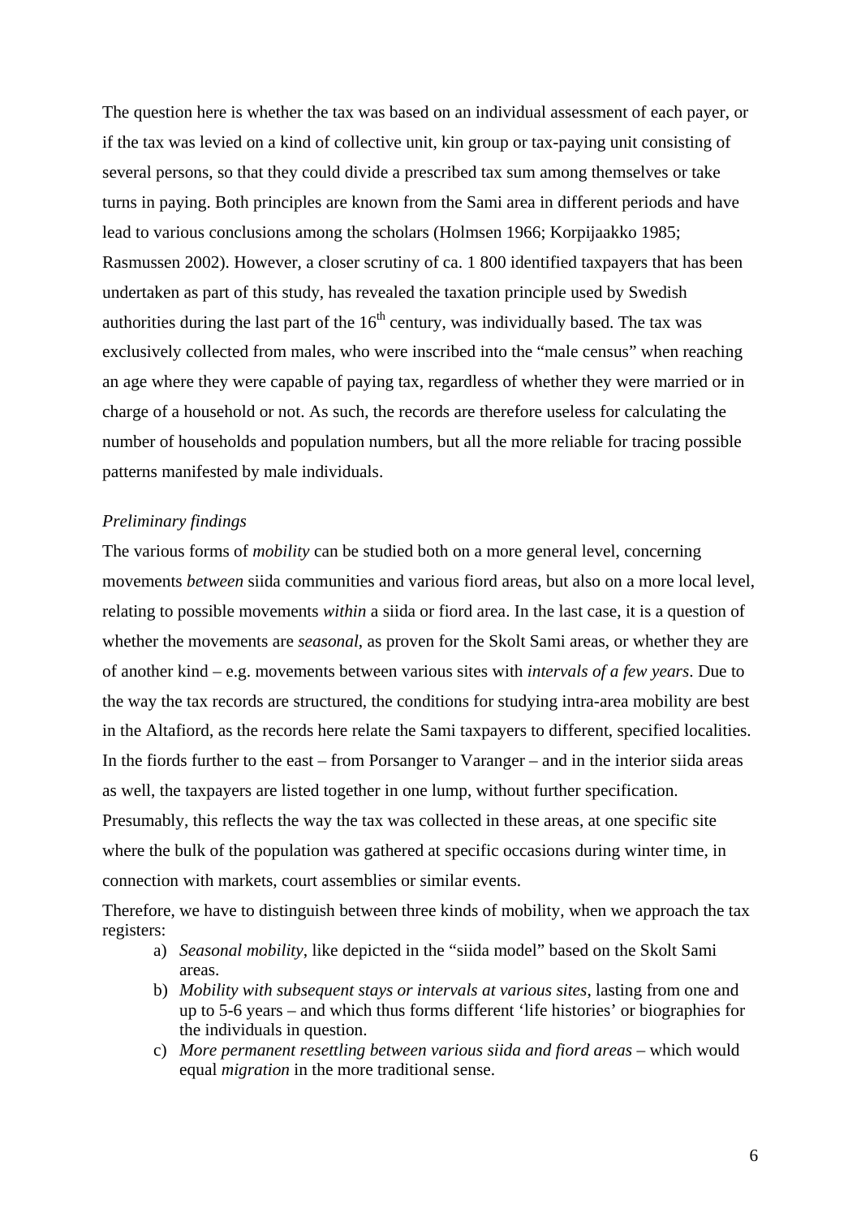The question here is whether the tax was based on an individual assessment of each payer, or if the tax was levied on a kind of collective unit, kin group or tax-paying unit consisting of several persons, so that they could divide a prescribed tax sum among themselves or take turns in paying. Both principles are known from the Sami area in different periods and have lead to various conclusions among the scholars (Holmsen 1966; Korpijaakko 1985; Rasmussen 2002). However, a closer scrutiny of ca. 1 800 identified taxpayers that has been undertaken as part of this study, has revealed the taxation principle used by Swedish authorities during the last part of the 16th century, was individually based. The tax was exclusively collected from males, who were inscribed into the "male census" when reaching an age where they were capable of paying tax, regardless of whether they were married or in charge of a household or not. As such, the records are therefore useless for calculating the number of households and population numbers, but all the more reliable for tracing possible patterns manifested by male individuals.

*Preliminary findings*

The various forms of *mobility* can be studied both on a more general level, concerning movements *between* siida communities and various fiord areas, but also on a more local level, relating to possible movements *within* a siida or fiord area. In the last case, it is a question of whether the movements are *seasonal*, as proven for the Skolt Sami areas, or whether they are of another kind – e.g. movements between various sites with *intervals of a few years*. Due to the way the tax records are structured, the conditions for studying intra-area mobility are best in the Altafiord, as the records here relate the Sami taxpayers to different, specified localities. In the fiords further to the east – from Porsanger to Varanger – and in the interior siida areas as well, the taxpayers are listed together in one lump, without further specification. Presumably, this reflects the way the tax was collected in these areas, at one specific site where the bulk of the population was gathered at specific occasions during winter time, in connection with markets, court assemblies or similar events.

Therefore, we have to distinguish between three kinds of mobility, when we approach the tax registers:

a) *Seasonal mobility*, like depicted in the "siida model" based on the Skolt Sami areas.
b) *Mobility with subsequent stays or intervals at various sites*, lasting from one and up to 5-6 years – and which thus forms different 'life histories' or biographies for the individuals in question.
c) *More permanent resettling between various siida and fiord areas* – which would equal *migration* in the more traditional sense.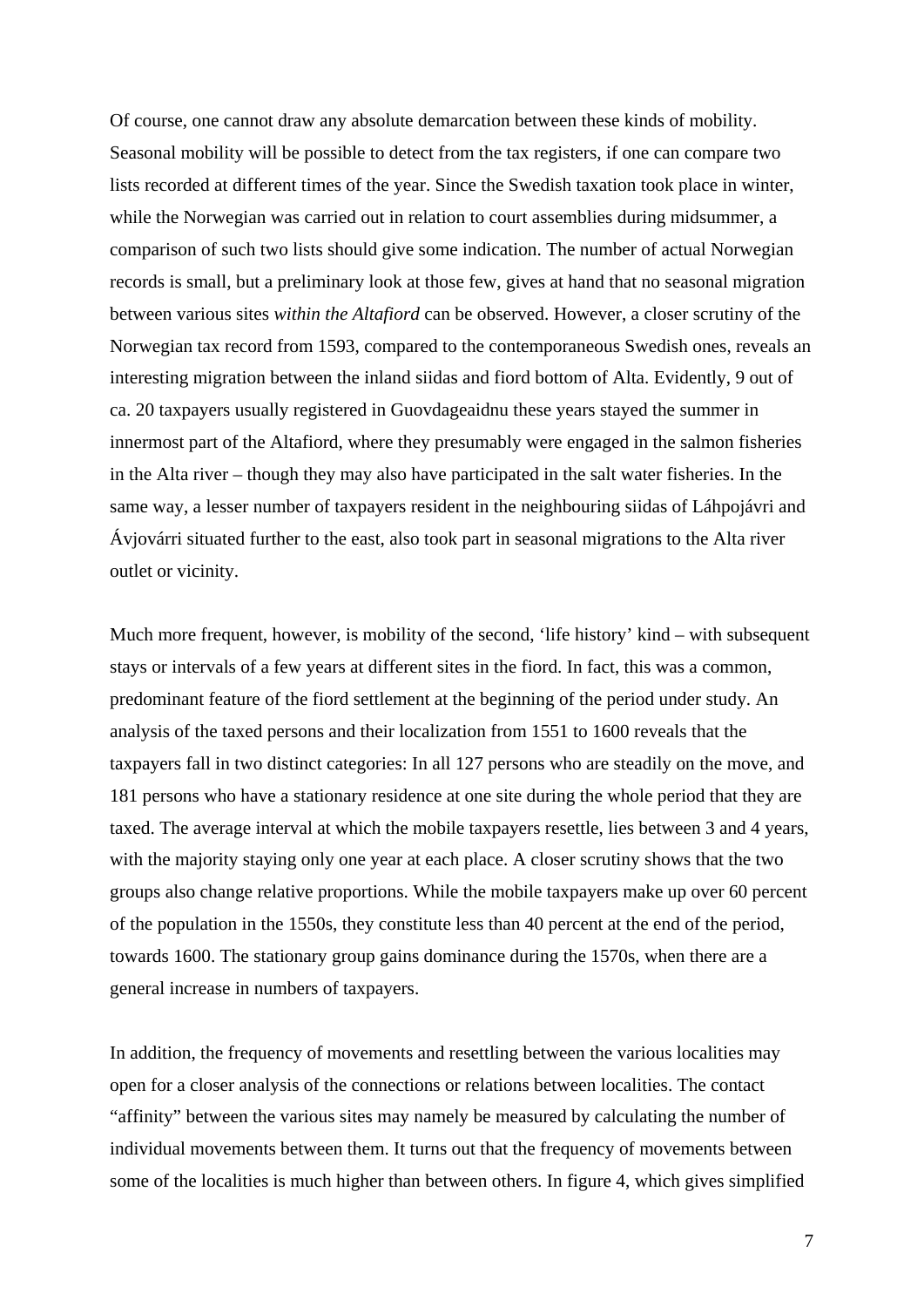Of course, one cannot draw any absolute demarcation between these kinds of mobility. Seasonal mobility will be possible to detect from the tax registers, if one can compare two lists recorded at different times of the year. Since the Swedish taxation took place in winter, while the Norwegian was carried out in relation to court assemblies during midsummer, a comparison of such two lists should give some indication. The number of actual Norwegian records is small, but a preliminary look at those few, gives at hand that no seasonal migration between various sites *within the Altafiord* can be observed. However, a closer scrutiny of the Norwegian tax record from 1593, compared to the contemporaneous Swedish ones, reveals an interesting migration between the inland siidas and fiord bottom of Alta. Evidently, 9 out of ca. 20 taxpayers usually registered in Guovdageaidnu these years stayed the summer in innermost part of the Altafiord, where they presumably were engaged in the salmon fisheries in the Alta river – though they may also have participated in the salt water fisheries. In the same way, a lesser number of taxpayers resident in the neighbouring siidas of Láhpojávri and Ávjovárri situated further to the east, also took part in seasonal migrations to the Alta river outlet or vicinity.

Much more frequent, however, is mobility of the second, 'life history' kind – with subsequent stays or intervals of a few years at different sites in the fiord. In fact, this was a common, predominant feature of the fiord settlement at the beginning of the period under study. An analysis of the taxed persons and their localization from 1551 to 1600 reveals that the taxpayers fall in two distinct categories: In all 127 persons who are steadily on the move, and 181 persons who have a stationary residence at one site during the whole period that they are taxed. The average interval at which the mobile taxpayers resettle, lies between 3 and 4 years, with the majority staying only one year at each place. A closer scrutiny shows that the two groups also change relative proportions. While the mobile taxpayers make up over 60 percent of the population in the 1550s, they constitute less than 40 percent at the end of the period, towards 1600. The stationary group gains dominance during the 1570s, when there are a general increase in numbers of taxpayers.

In addition, the frequency of movements and resettling between the various localities may open for a closer analysis of the connections or relations between localities. The contact "affinity" between the various sites may namely be measured by calculating the number of individual movements between them. It turns out that the frequency of movements between some of the localities is much higher than between others. In figure 4, which gives simplified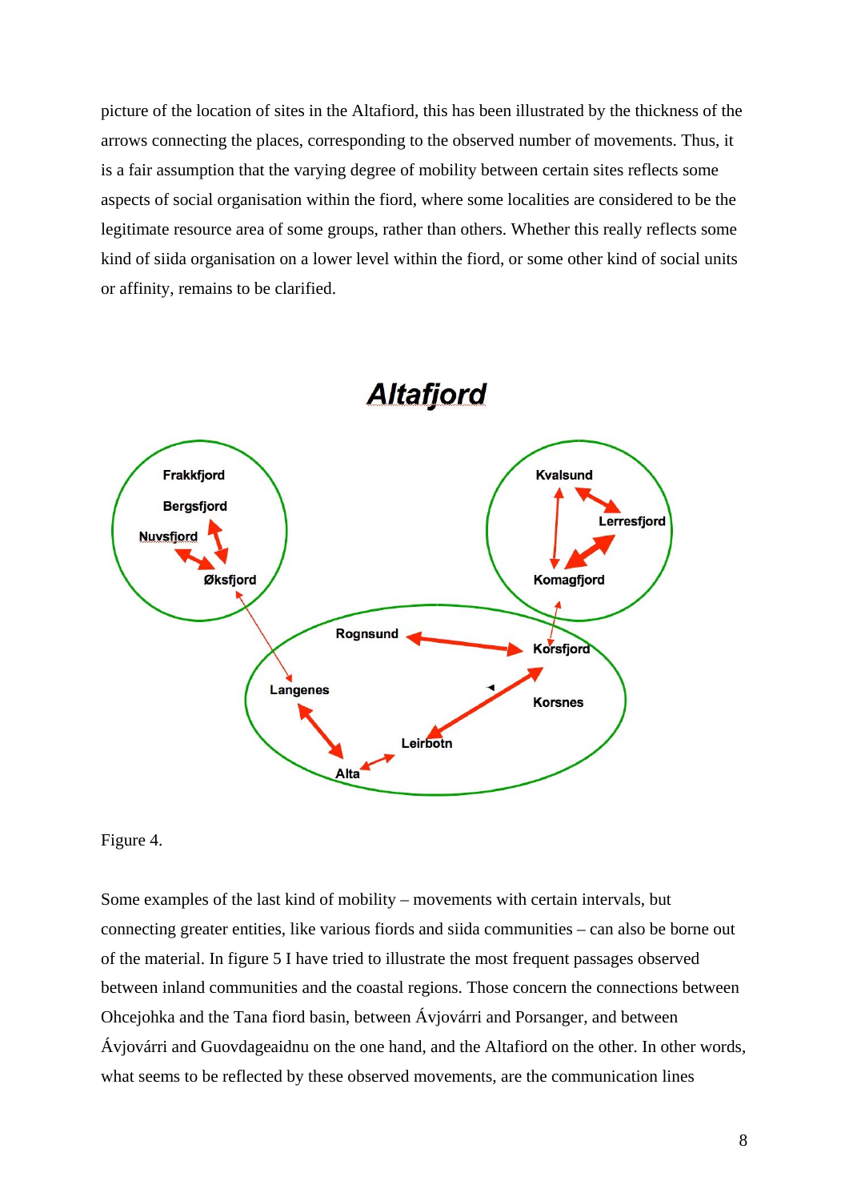picture of the location of sites in the Altafiord, this has been illustrated by the thickness of the arrows connecting the places, corresponding to the observed number of movements. Thus, it is a fair assumption that the varying degree of mobility between certain sites reflects some aspects of social organisation within the fiord, where some localities are considered to be the legitimate resource area of some groups, rather than others. Whether this really reflects some kind of siida organisation on a lower level within the fiord, or some other kind of social units or affinity, remains to be clarified.

**Altafjord**

Frakkfjord
Bergsfjord
Nuvsfjord
Øksfjord
Kvalsund
Lerresfjord
Komagfjord
Rognsund
Korsfjord
Korsnes
Langenes
Leirbotn
Alta

Figure 4.

Some examples of the last kind of mobility – movements with certain intervals, but connecting greater entities, like various fiords and siida communities – can also be borne out of the material. In figure 5 I have tried to illustrate the most frequent passages observed between inland communities and the coastal regions. Those concern the connections between Ohcejohka and the Tana fiord basin, between Ávjovárri and Porsanger, and between Ávjovárri and Guovdageaidnu on the one hand, and the Altafiord on the other. In other words, what seems to be reflected by these observed movements, are the communication lines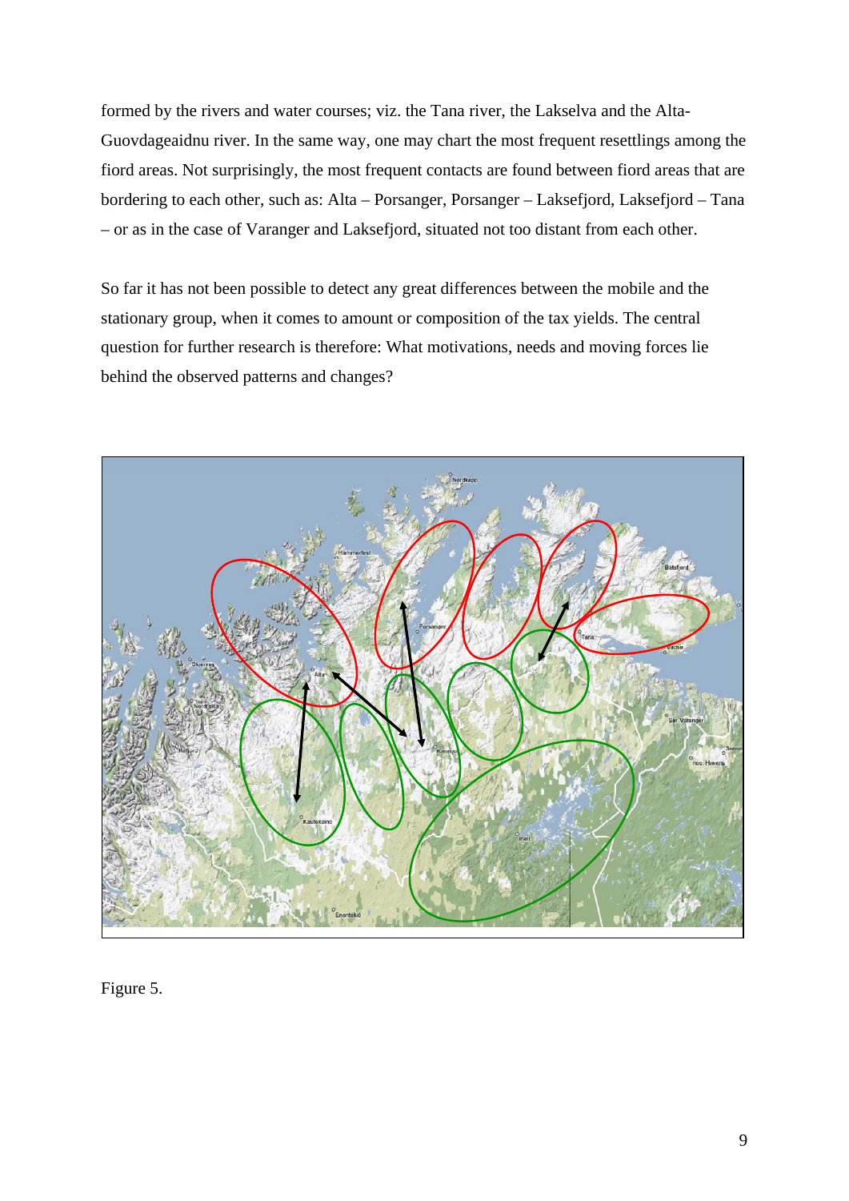formed by the rivers and water courses; viz. the Tana river, the Lakselva and the Alta-Guovdageaidnu river. In the same way, one may chart the most frequent resettlings among the fiord areas. Not surprisingly, the most frequent contacts are found between fiord areas that are bordering to each other, such as: Alta – Porsanger, Porsanger – Laksefjord, Laksefjord – Tana – or as in the case of Varanger and Laksefjord, situated not too distant from each other.

So far it has not been possible to detect any great differences between the mobile and the stationary group, when it comes to amount or composition of the tax yields. The central question for further research is therefore: What motivations, needs and moving forces lie behind the observed patterns and changes?

Figure 5.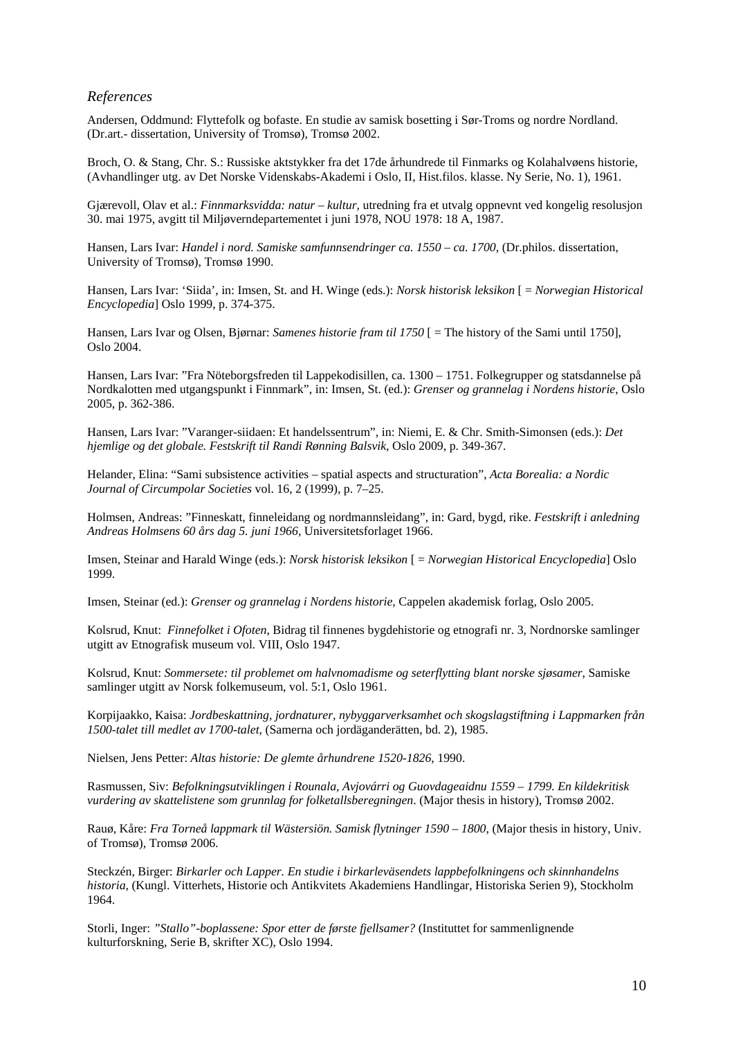## *References*

Andersen, Oddmund: Flyttefolk og bofaste. En studie av samisk bosetting i Sør-Troms og nordre Nordland. (Dr.art.- dissertation, University of Tromsø), Tromsø 2002.

Broch, O. & Stang, Chr. S.: Russiske aktstykker fra det 17de århundrede til Finmarks og Kolahalvøens historie, (Avhandlinger utg. av Det Norske Videnskabs-Akademi i Oslo, II, Hist.filos. klasse. Ny Serie, No. 1), 1961.

Gjærevoll, Olav et al.: *Finnmarksvidda: natur – kultur*, utredning fra et utvalg oppnevnt ved kongelig resolusjon 30. mai 1975, avgitt til Miljøverndepartementet i juni 1978, NOU 1978: 18 A, 1987.

Hansen, Lars Ivar: *Handel i nord. Samiske samfunnsendringer ca. 1550 – ca. 1700*, (Dr.philos. dissertation, University of Tromsø), Tromsø 1990.

Hansen, Lars Ivar: 'Siida', in: Imsen, St. and H. Winge (eds.): *Norsk historisk leksikon* [ = *Norwegian Historical Encyclopedia*] Oslo 1999, p. 374-375.

Hansen, Lars Ivar og Olsen, Bjørnar: *Samenes historie fram til 1750* [ = The history of the Sami until 1750], Oslo 2004.

Hansen, Lars Ivar: "Fra Nöteborgsfreden til Lappekodisillen, ca. 1300 – 1751. Folkegrupper og statsdannelse på Nordkalotten med utgangspunkt i Finnmark", in: Imsen, St. (ed.): *Grenser og grannelag i Nordens historie*, Oslo 2005, p. 362-386.

Hansen, Lars Ivar: "Varanger-siidaen: Et handelssentrum", in: Niemi, E. & Chr. Smith-Simonsen (eds.): *Det hjemlige og det globale. Festskrift til Randi Rønning Balsvik*, Oslo 2009, p. 349-367.

Helander, Elina: "Sami subsistence activities – spatial aspects and structuration", *Acta Borealia: a Nordic Journal of Circumpolar Societies* vol. 16, 2 (1999), p. 7–25.

Holmsen, Andreas: "Finneskatt, finneleidang og nordmannsleidang", in: Gard, bygd, rike. *Festskrift i anledning Andreas Holmsens 60 års dag 5. juni 1966*, Universitetsforlaget 1966.

Imsen, Steinar and Harald Winge (eds.): *Norsk historisk leksikon* [ = *Norwegian Historical Encyclopedia*] Oslo 1999.

Imsen, Steinar (ed.): *Grenser og grannelag i Nordens historie*, Cappelen akademisk forlag, Oslo 2005.

Kolsrud, Knut: *Finnefolket i Ofoten*, Bidrag til finnenes bygdehistorie og etnografi nr. 3, Nordnorske samlinger utgitt av Etnografisk museum vol. VIII, Oslo 1947.

Kolsrud, Knut: *Sommersete: til problemet om halvnomadisme og seterflytting blant norske sjøsamer*, Samiske samlinger utgitt av Norsk folkemuseum, vol. 5:1, Oslo 1961.

Korpijaakko, Kaisa: *Jordbeskattning, jordnaturer, nybyggarverksamhet och skogslagstiftning i Lappmarken från 1500-talet till medlet av 1700-talet*, (Samerna och jordäganderätten, bd. 2), 1985.

Nielsen, Jens Petter: *Altas historie: De glemte århundrene 1520-1826*, 1990.

Rasmussen, Siv: *Befolkningsutviklingen i Rounala, Avjovárri og Guovdageaidnu 1559 – 1799. En kildekritisk vurdering av skattelistene som grunnlag for folketallsberegningen*. (Major thesis in history), Tromsø 2002.

Rauø, Kåre: *Fra Torneå lappmark til Wästersiön. Samisk flytninger 1590 – 1800*, (Major thesis in history, Univ. of Tromsø), Tromsø 2006.

Steckzén, Birger: *Birkarler och Lapper. En studie i birkarleväsendets lappbefolkningens och skinnhandelns historia*, (Kungl. Vitterhets, Historie och Antikvitets Akademiens Handlingar, Historiska Serien 9), Stockholm 1964.

Storli, Inger: *"Stallo"-boplassene: Spor etter de første fjellsamer?* (Instituttet for sammenlignende kulturforskning, Serie B, skrifter XC), Oslo 1994.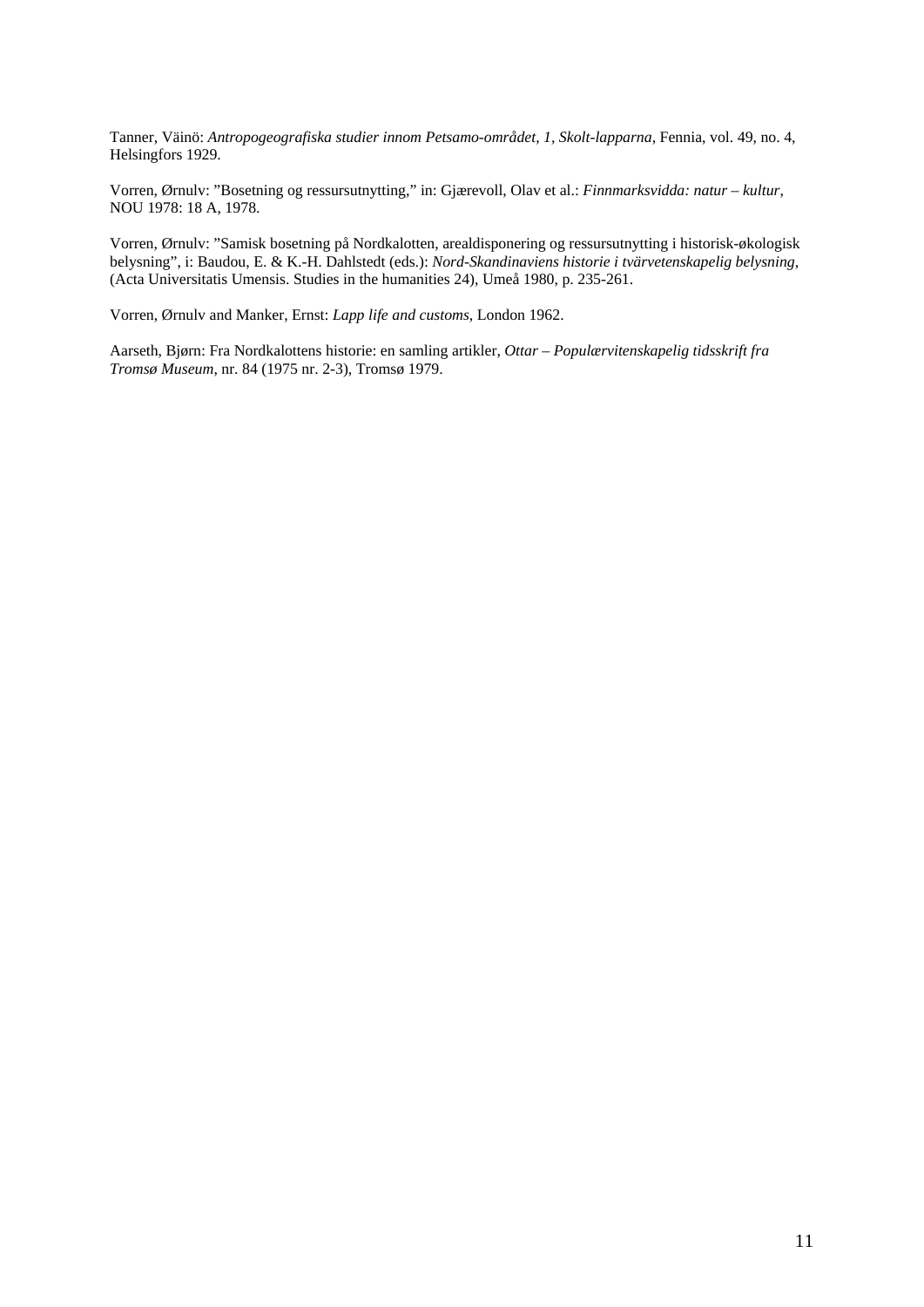Tanner, Väinö: *Antropogeografiska studier innom Petsamo-området, 1, Skolt-lapparna*, Fennia, vol. 49, no. 4, Helsingfors 1929.

Vorren, Ørnulv: ”Bosetning og ressursutnytting,” in: Gjærevoll, Olav et al.: *Finnmarksvidda: natur – kultur*, NOU 1978: 18 A, 1978.

Vorren, Ørnulv: ”Samisk bosetning på Nordkalotten, arealdisponering og ressursutnytting i historisk-økologisk belysning”, i: Baudou, E. & K.-H. Dahlstedt (eds.): *Nord-Skandinaviens historie i tvärvetenskapelig belysning*, (Acta Universitatis Umensis. Studies in the humanities 24), Umeå 1980, p. 235-261.

Vorren, Ørnulv and Manker, Ernst: *Lapp life and customs*, London 1962.

Aarseth, Bjørn: Fra Nordkalottens historie: en samling artikler, *Ottar – Populærvitenskapelig tidsskrift fra Tromsø Museum*, nr. 84 (1975 nr. 2-3), Tromsø 1979.